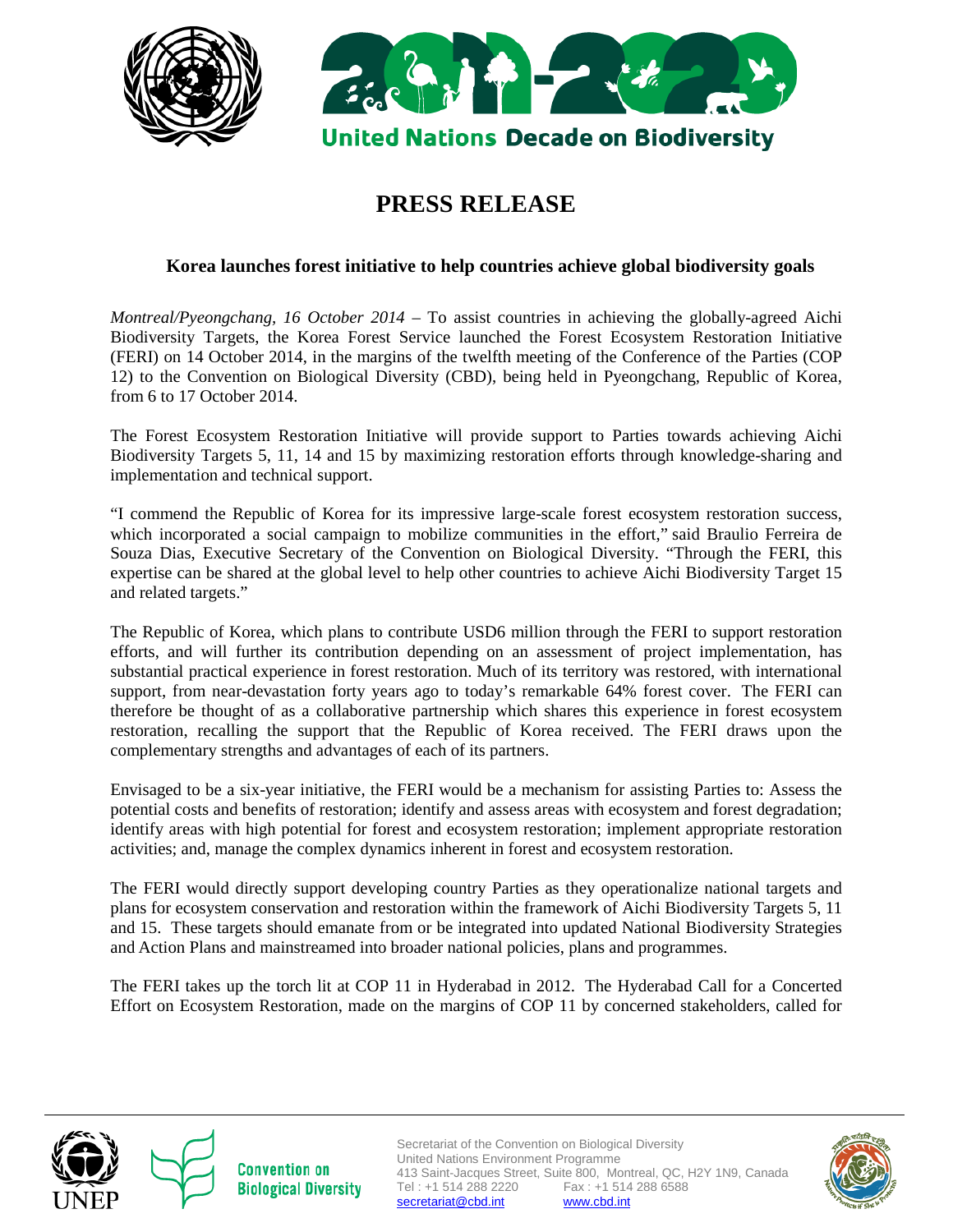# PRESS RELEASE

## Korea launches forest initiative to help countries achieve global biodiversity goals

*Montreal/Pyeongchang, 16 October 2014* – To assist countries in achieving the globally-agreed Aichi Biodiversity Targets, the Korea Forest Service launched the Forest Ecosystem Restoration Initiative (FERI) on 14 October 2014, in the margins of the twelfth meeting of the Conference of the Parties (COP 12) to the Convention on Biological Diversity (CBD), being held in Pyeongchang, Republic of Korea, from 6 to 17 October 2014.

The Forest Ecosystem Restoration Initiative will provide support to Parties towards achieving Aichi Biodiversity Targets 5, 11, 14 and 15 by maximizing restoration efforts through knowledge-sharing and implementation and technical support.

"I commend the Republic of Korea for its impressive large-scale forest ecosystem restoration success, which incorporated a social campaign to mobilize communities in the effort," said Braulio Ferreira de Souza Dias, Executive Secretary of the Convention on Biological Diversity. "Through the FERI, this expertise can be shared at the global level to help other countries to achieve Aichi Biodiversity Target 15 and related targets."

The Republic of Korea, which plans to contribute USD6 million through the FERI to support restoration efforts, and will further its contribution depending on an assessment of project implementation, has substantial practical experience in forest restoration. Much of its territory was restored, with international support, from near-devastation forty years ago to today's remarkable 64% forest cover. The FERI can therefore be thought of as a collaborative partnership which shares this experience in forest ecosystem restoration, recalling the support that the Republic of Korea received. The FERI draws upon the complementary strengths and advantages of each of its partners.

Envisaged to be a six-year initiative, the FERI would be a mechanism for assisting Parties to: Assess the potential costs and benefits of restoration; identify and assess areas with ecosystem and forest degradation; identify areas with high potential for forest and ecosystem restoration; implement appropriate restoration activities; and, manage the complex dynamics inherent in forest and ecosystem restoration.

The FERI would directly support developing country Parties as they operationalize national targets and plans for ecosystem conservation and restoration within the framework of Aichi Biodiversity Targets 5, 11 and 15. These targets should emanate from or be integrated into updated National Biodiversity Strategies and Action Plans and mainstreamed into broader national policies, plans and programmes.

The FERI takes up the torch lit at COP 11 in Hyderabad in 2012. The Hyderabad Call for a Concerted Effort on Ecosystem Restoration, made on the margins of COP 11 by concerned stakeholders, called for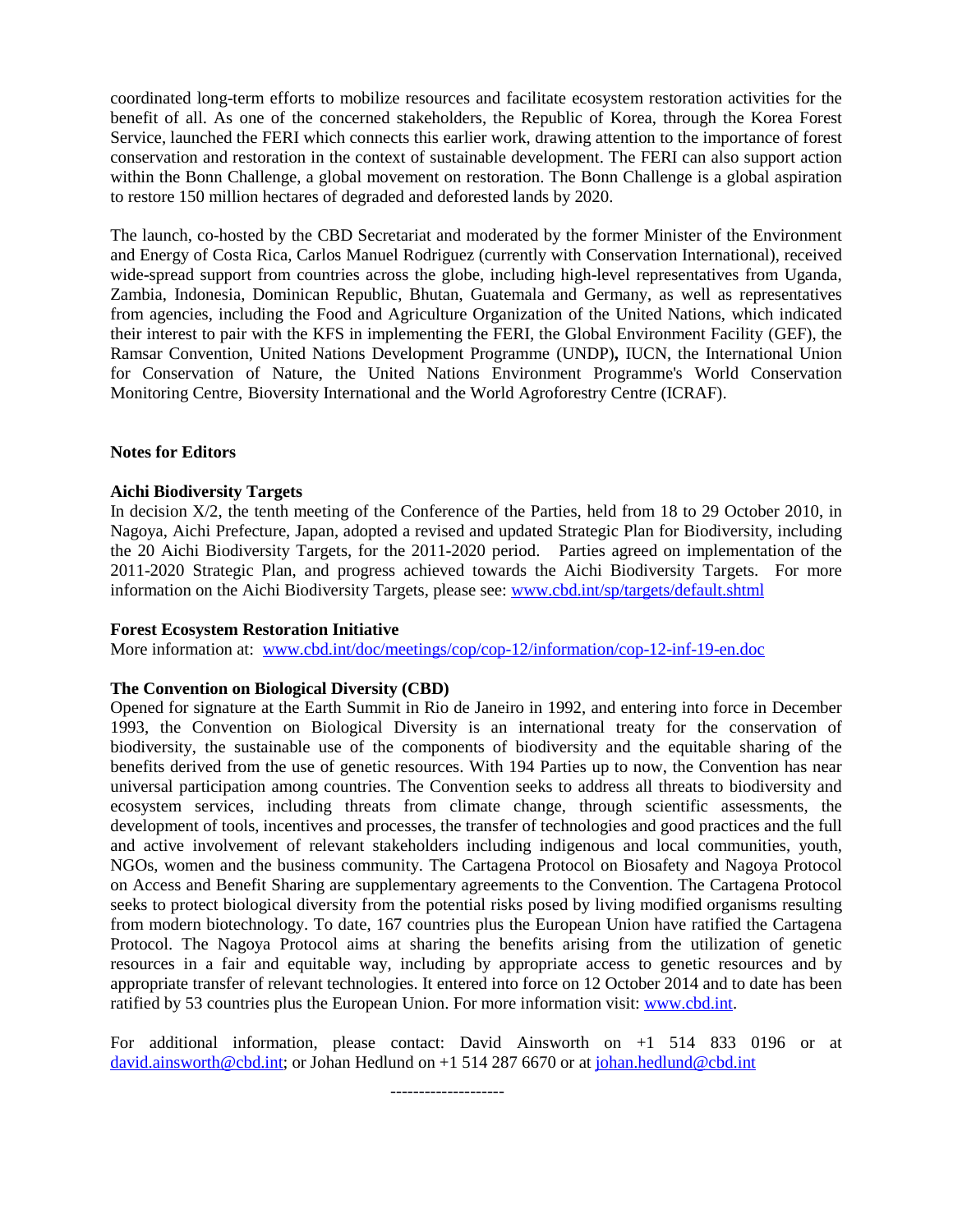coordinated long-term efforts to mobilize resources and facilitate ecosystem restoration activities for the benefit of all. As one of the concerned stakeholders, the Republic of Korea, through the Korea Forest Service, launched the FERI which connects this earlier work, drawing attention to the importance of forest conservation and restoration in the context of sustainable development. The FERI can also support action within the Bonn Challenge, a global movement on restoration. The Bonn Challenge is a global aspiration to restore 150 million hectares of degraded and deforested lands by 2020.

The launch, co-hosted by the CBD Secretariat and moderated by the former Minister of the Environment and Energy of Costa Rica, Carlos Manuel Rodriguez (currently with Conservation International), received wide-spread support from countries across the globe, including high-level representatives from Uganda, Zambia, Indonesia, Dominican Republic, Bhutan, Guatemala and Germany, as well as representatives from agencies, including the Food and Agriculture Organization of the United Nations, which indicated their interest to pair with the KFS in implementing the FERI, the Global Environment Facility (GEF), the Ramsar Convention, United Nations Development Programme (UNDP)**,** IUCN, the International Union for Conservation of Nature, the United Nations Environment Programme's World Conservation Monitoring Centre, Bioversity International and the World Agroforestry Centre (ICRAF).

**Notes for Editors**

**Aichi Biodiversity Targets**
In decision X/2, the tenth meeting of the Conference of the Parties, held from 18 to 29 October 2010, in Nagoya, Aichi Prefecture, Japan, adopted a revised and updated Strategic Plan for Biodiversity, including the 20 Aichi Biodiversity Targets, for the 2011-2020 period. Parties agreed on implementation of the 2011-2020 Strategic Plan, and progress achieved towards the Aichi Biodiversity Targets. For more information on the Aichi Biodiversity Targets, please see: www.cbd.int/sp/targets/default.shtml

**Forest Ecosystem Restoration Initiative**
More information at: www.cbd.int/doc/meetings/cop/cop-12/information/cop-12-inf-19-en.doc

**The Convention on Biological Diversity (CBD)**
Opened for signature at the Earth Summit in Rio de Janeiro in 1992, and entering into force in December 1993, the Convention on Biological Diversity is an international treaty for the conservation of biodiversity, the sustainable use of the components of biodiversity and the equitable sharing of the benefits derived from the use of genetic resources. With 194 Parties up to now, the Convention has near universal participation among countries. The Convention seeks to address all threats to biodiversity and ecosystem services, including threats from climate change, through scientific assessments, the development of tools, incentives and processes, the transfer of technologies and good practices and the full and active involvement of relevant stakeholders including indigenous and local communities, youth, NGOs, women and the business community. The Cartagena Protocol on Biosafety and Nagoya Protocol on Access and Benefit Sharing are supplementary agreements to the Convention. The Cartagena Protocol seeks to protect biological diversity from the potential risks posed by living modified organisms resulting from modern biotechnology. To date, 167 countries plus the European Union have ratified the Cartagena Protocol. The Nagoya Protocol aims at sharing the benefits arising from the utilization of genetic resources in a fair and equitable way, including by appropriate access to genetic resources and by appropriate transfer of relevant technologies. It entered into force on 12 October 2014 and to date has been ratified by 53 countries plus the European Union. For more information visit: www.cbd.int.

For additional information, please contact: David Ainsworth on +1 514 833 0196 or at david.ainsworth@cbd.int; or Johan Hedlund on +1 514 287 6670 or at johan.hedlund@cbd.int

--------------------